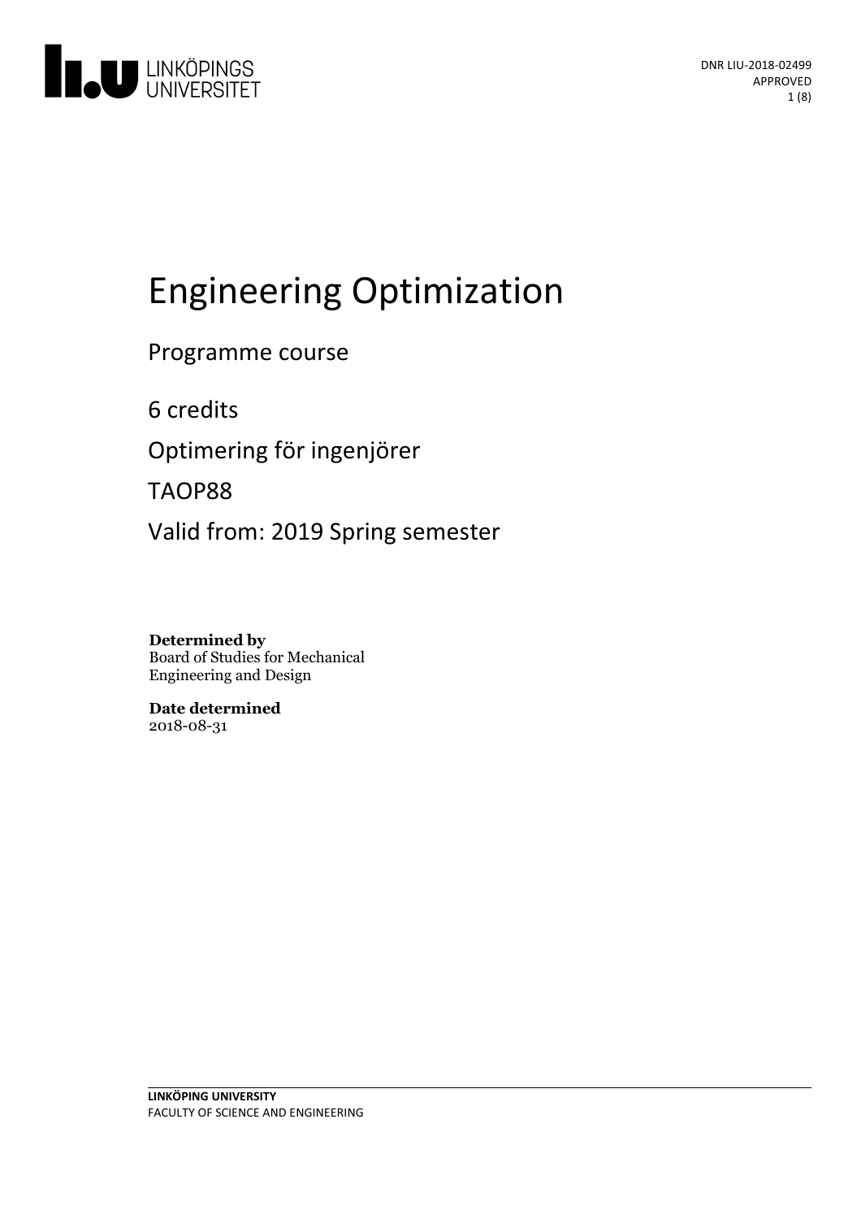# Engineering Optimization

Programme course

6 credits

Optimering för ingenjörer

TAOP88

Valid from: 2019 Spring semester

**Determined by**
Board of Studies for Mechanical Engineering and Design

**Date determined**
2018-08-31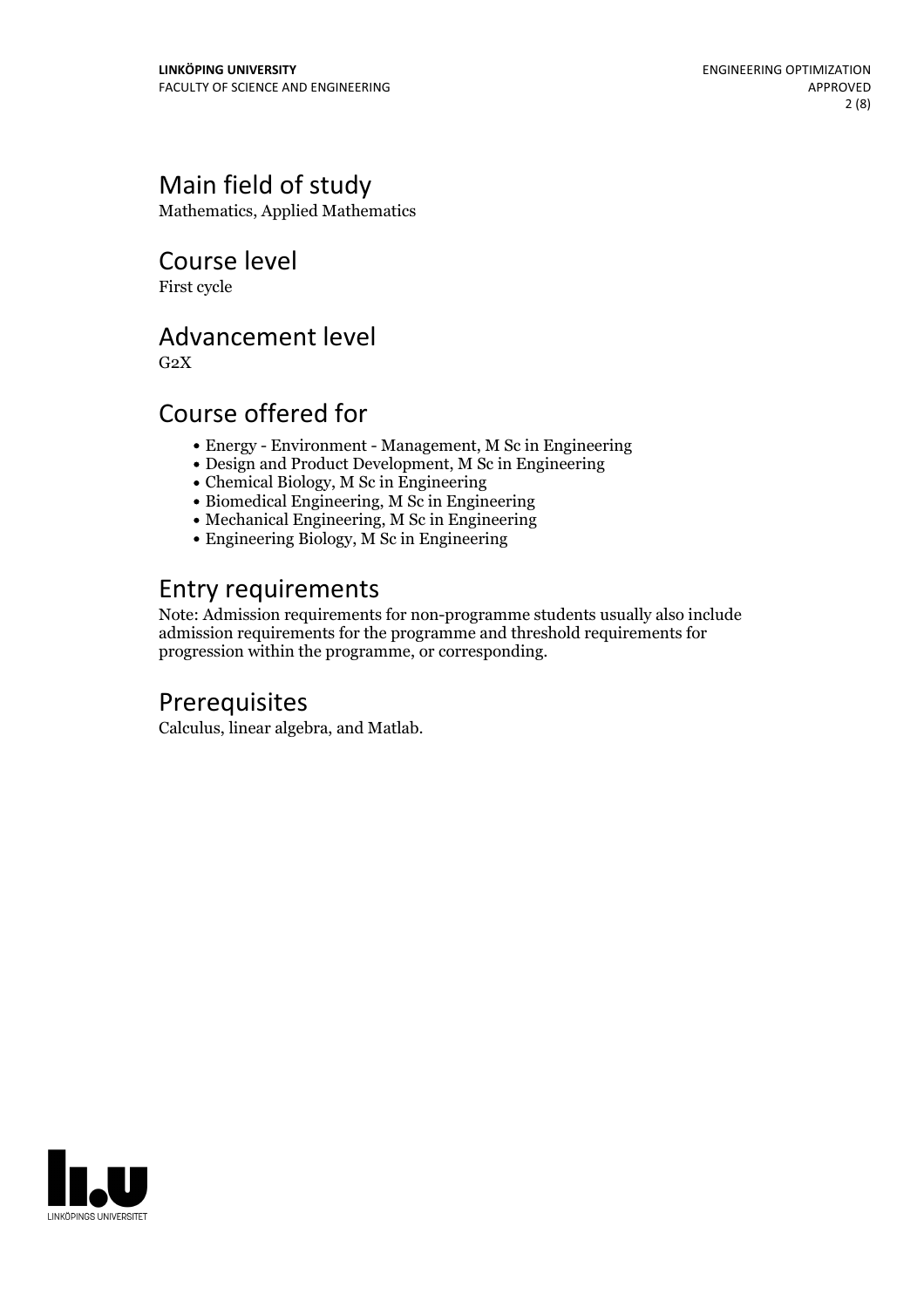## Main field of study

Mathematics, Applied Mathematics

## Course level

First cycle

## Advancement level

G2X

## Course offered for

- Energy - Environment - Management, M Sc in Engineering
- Design and Product Development, M Sc in Engineering
- Chemical Biology, M Sc in Engineering
- Biomedical Engineering, M Sc in Engineering
- Mechanical Engineering, M Sc in Engineering
- Engineering Biology, M Sc in Engineering

## Entry requirements

Note: Admission requirements for non-programme students usually also include admission requirements for the programme and threshold requirements for progression within the programme, or corresponding.

## Prerequisites

Calculus, linear algebra, and Matlab.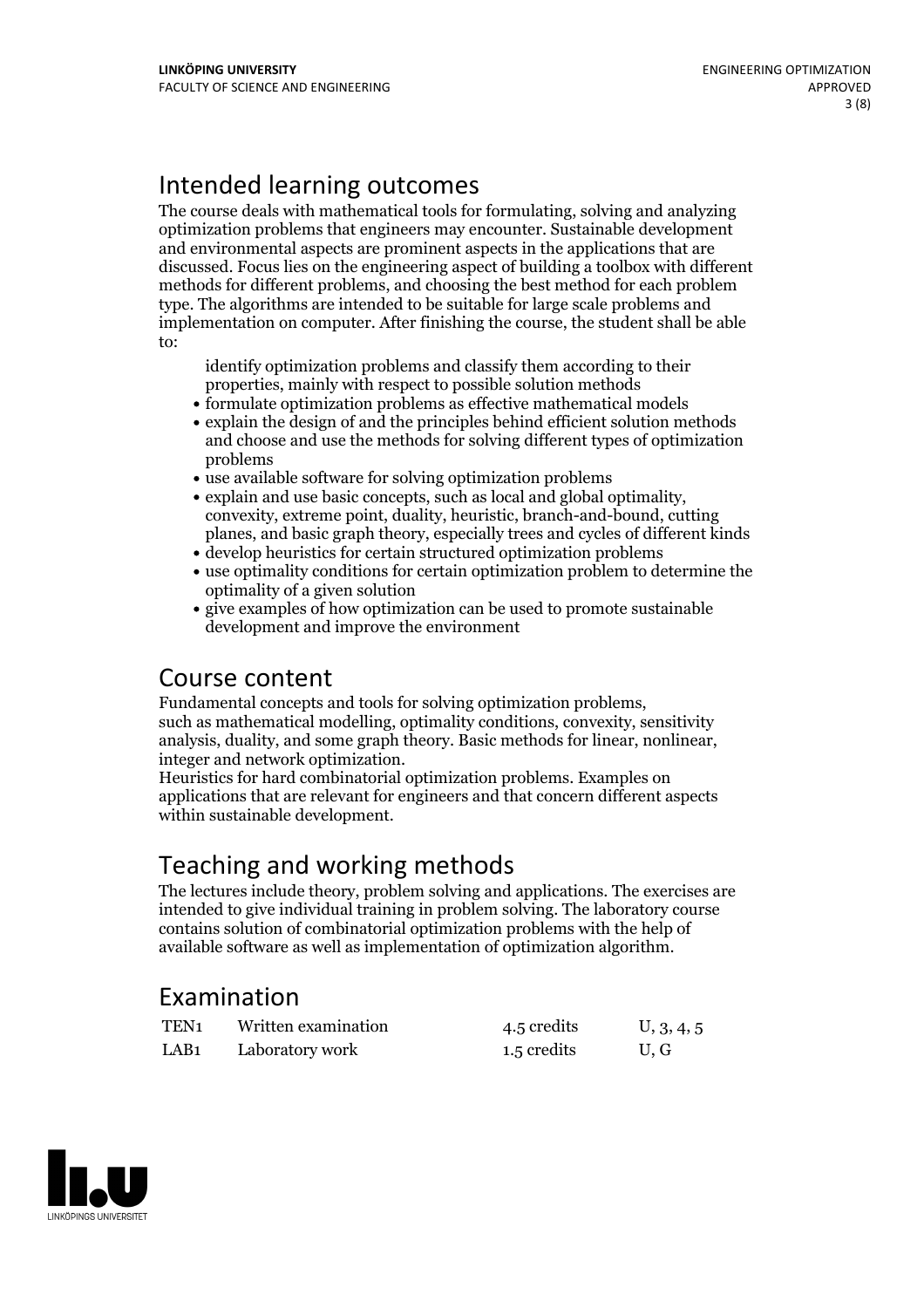## Intended learning outcomes

The course deals with mathematical tools for formulating, solving and analyzing optimization problems that engineers may encounter. Sustainable development and environmental aspects are prominent aspects in the applications that are discussed. Focus lies on the engineering aspect of building a toolbox with different methods for different problems, and choosing the best method for each problem type. The algorithms are intended to be suitable for large scale problems and implementation on computer. After finishing the course, the student shall be able to:

- identify optimization problems and classify them according to their properties, mainly with respect to possible solution methods
- formulate optimization problems as effective mathematical models
- explain the design of and the principles behind efficient solution methods and choose and use the methods for solving different types of optimization problems
- use available software for solving optimization problems
- explain and use basic concepts, such as local and global optimality, convexity, extreme point, duality, heuristic, branch-and-bound, cutting planes, and basic graph theory, especially trees and cycles of different kinds
- develop heuristics for certain structured optimization problems
- use optimality conditions for certain optimization problem to determine the optimality of a given solution
- give examples of how optimization can be used to promote sustainable development and improve the environment

## Course content

Fundamental concepts and tools for solving optimization problems, such as mathematical modelling, optimality conditions, convexity, sensitivity analysis, duality, and some graph theory. Basic methods for linear, nonlinear, integer and network optimization.
Heuristics for hard combinatorial optimization problems. Examples on applications that are relevant for engineers and that concern different aspects within sustainable development.

## Teaching and working methods

The lectures include theory, problem solving and applications. The exercises are intended to give individual training in problem solving. The laboratory course contains solution of combinatorial optimization problems with the help of available software as well as implementation of optimization algorithm.

## Examination

| | | | |
|---|---|---|---|
| TEN1 | Written examination | 4.5 credits | U, 3, 4, 5 |
| LAB1 | Laboratory work | 1.5 credits | U, G |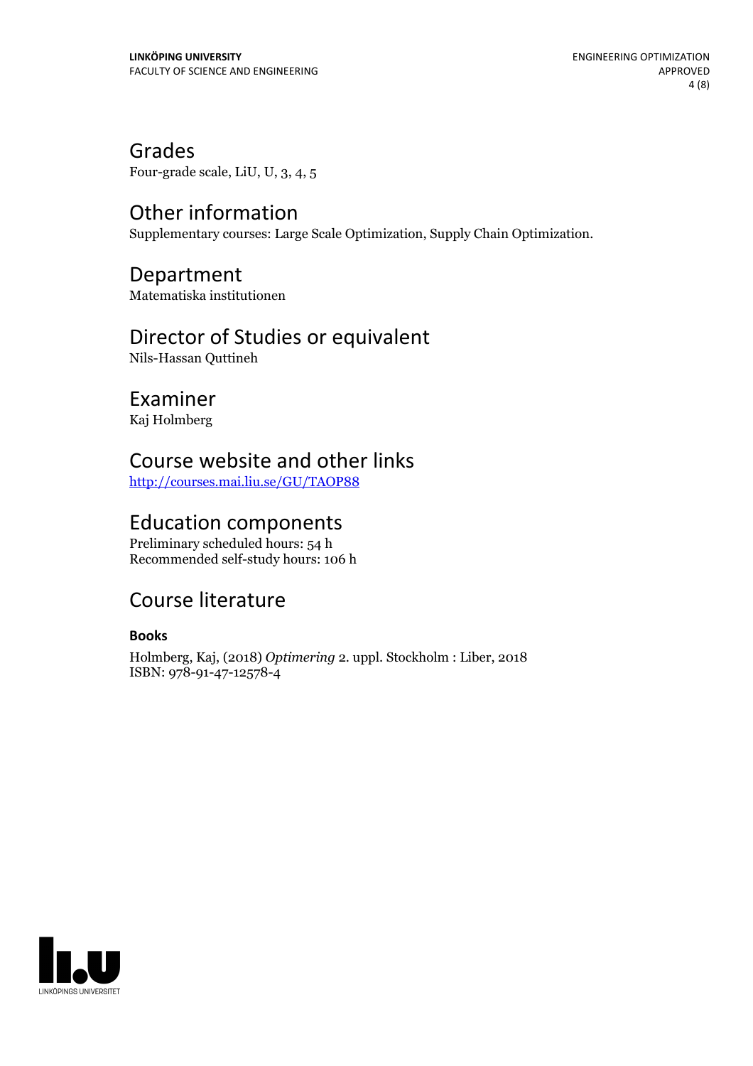## Grades

Four-grade scale, LiU, U, 3, 4, 5

## Other information

Supplementary courses: Large Scale Optimization, Supply Chain Optimization.

## Department

Matematiska institutionen

## Director of Studies or equivalent

Nils-Hassan Quttineh

## Examiner

Kaj Holmberg

## Course website and other links

[http://courses.mai.liu.se/GU/TAOP88](http://courses.mai.liu.se/GU/TAOP88)

## Education components

Preliminary scheduled hours: 54 h
Recommended self-study hours: 106 h

## Course literature

### Books

Holmberg, Kaj, (2018) *Optimering* 2. uppl. Stockholm : Liber, 2018
ISBN: 978-91-47-12578-4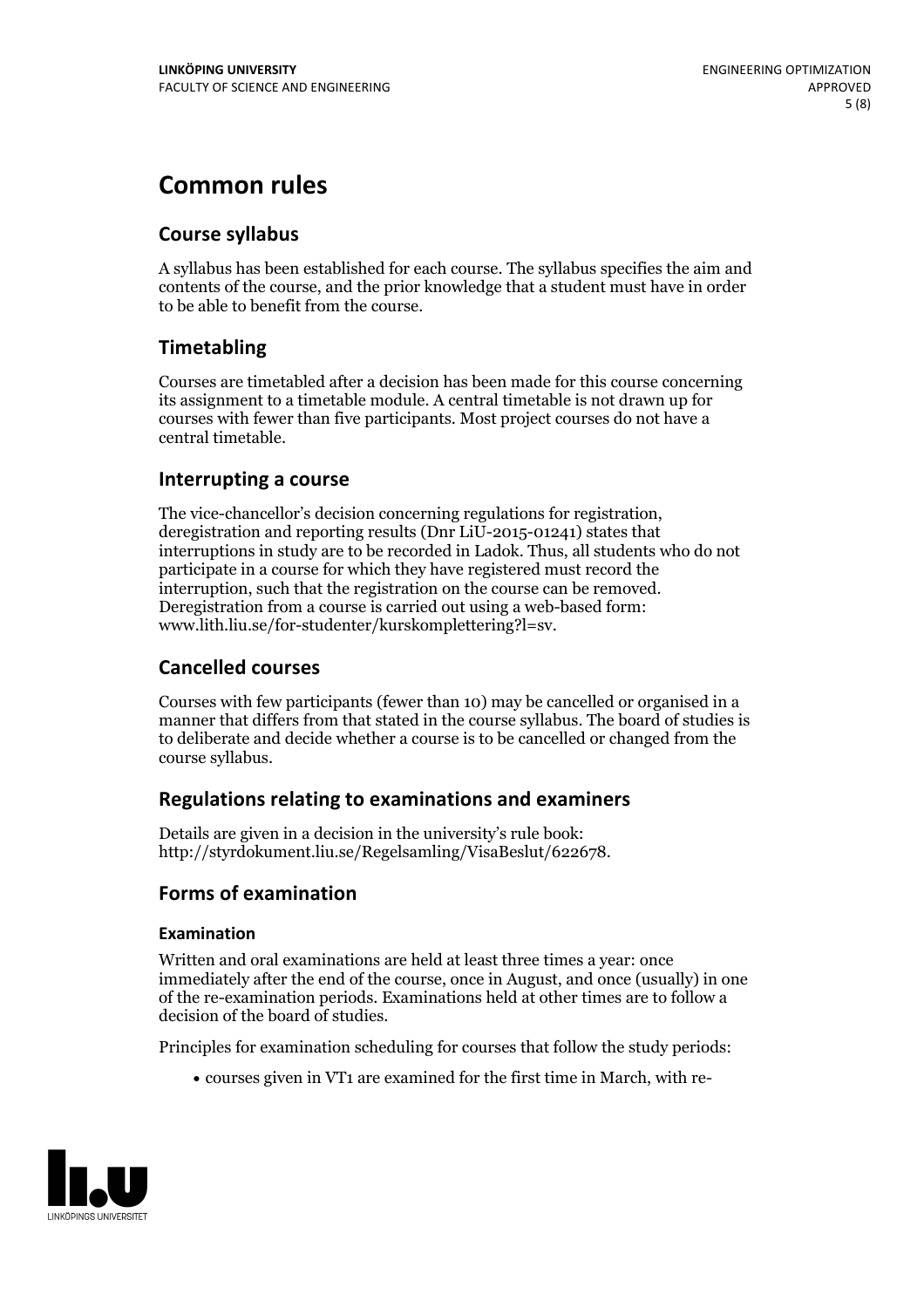# Common rules

## Course syllabus

A syllabus has been established for each course. The syllabus specifies the aim and contents of the course, and the prior knowledge that a student must have in order to be able to benefit from the course.

## Timetabling

Courses are timetabled after a decision has been made for this course concerning its assignment to a timetable module. A central timetable is not drawn up for courses with fewer than five participants. Most project courses do not have a central timetable.

## Interrupting a course

The vice-chancellor's decision concerning regulations for registration, deregistration and reporting results (Dnr LiU-2015-01241) states that interruptions in study are to be recorded in Ladok. Thus, all students who do not participate in a course for which they have registered must record the interruption, such that the registration on the course can be removed. Deregistration from a course is carried out using a web-based form: www.lith.liu.se/for-studenter/kurskomplettering?l=sv.

## Cancelled courses

Courses with few participants (fewer than 10) may be cancelled or organised in a manner that differs from that stated in the course syllabus. The board of studies is to deliberate and decide whether a course is to be cancelled or changed from the course syllabus.

## Regulations relating to examinations and examiners

Details are given in a decision in the university's rule book: http://styrdokument.liu.se/Regelsamling/VisaBeslut/622678.

## Forms of examination

### Examination

Written and oral examinations are held at least three times a year: once immediately after the end of the course, once in August, and once (usually) in one of the re-examination periods. Examinations held at other times are to follow a decision of the board of studies.

Principles for examination scheduling for courses that follow the study periods:

- courses given in VT1 are examined for the first time in March, with re-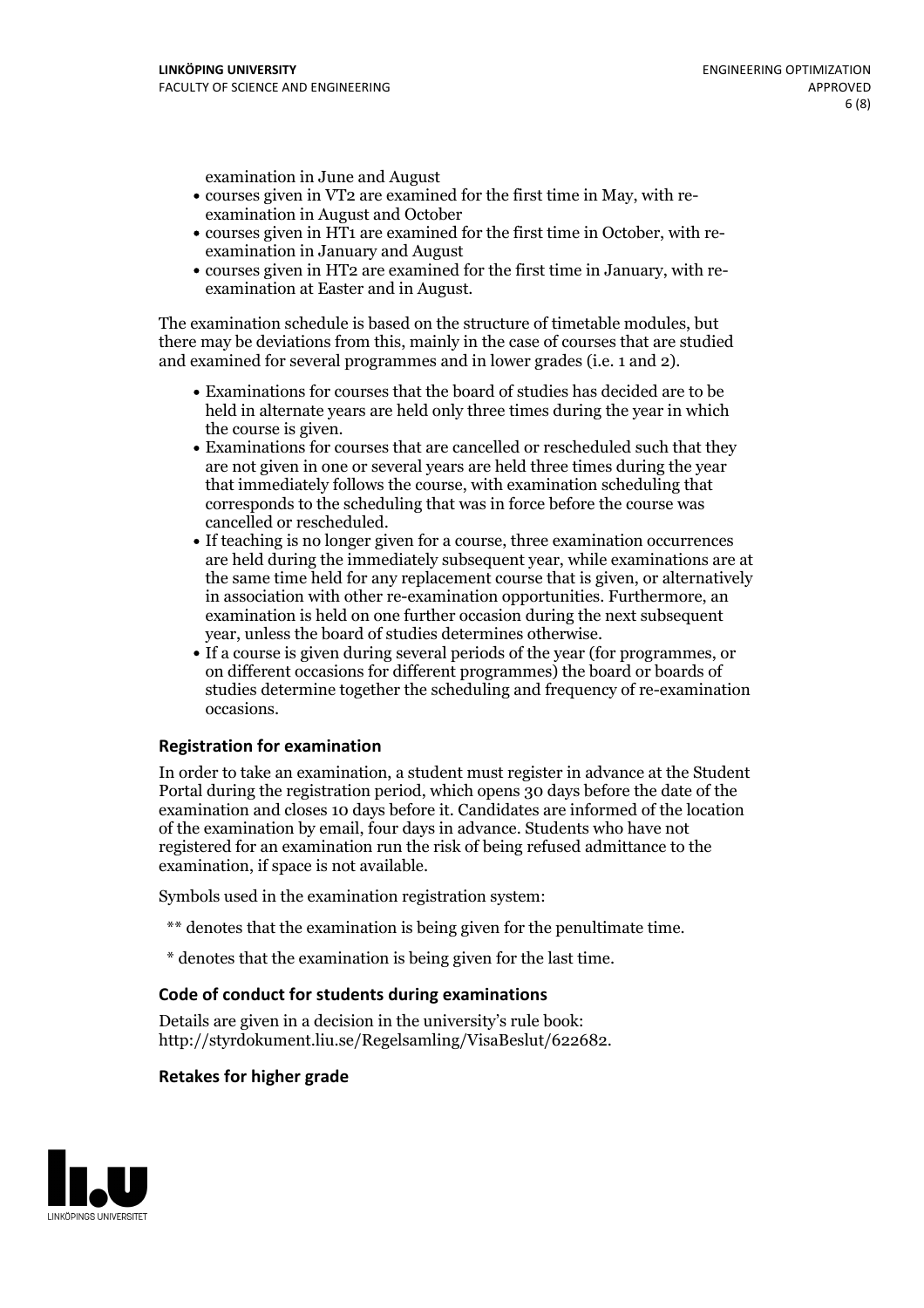examination in June and August

- courses given in VT2 are examined for the first time in May, with re-examination in August and October
- courses given in HT1 are examined for the first time in October, with re-examination in January and August
- courses given in HT2 are examined for the first time in January, with re-examination at Easter and in August.

The examination schedule is based on the structure of timetable modules, but there may be deviations from this, mainly in the case of courses that are studied and examined for several programmes and in lower grades (i.e. 1 and 2).

- Examinations for courses that the board of studies has decided are to be held in alternate years are held only three times during the year in which the course is given.
- Examinations for courses that are cancelled or rescheduled such that they are not given in one or several years are held three times during the year that immediately follows the course, with examination scheduling that corresponds to the scheduling that was in force before the course was cancelled or rescheduled.
- If teaching is no longer given for a course, three examination occurrences are held during the immediately subsequent year, while examinations are at the same time held for any replacement course that is given, or alternatively in association with other re-examination opportunities. Furthermore, an examination is held on one further occasion during the next subsequent year, unless the board of studies determines otherwise.
- If a course is given during several periods of the year (for programmes, or on different occasions for different programmes) the board or boards of studies determine together the scheduling and frequency of re-examination occasions.

### Registration for examination

In order to take an examination, a student must register in advance at the Student Portal during the registration period, which opens 30 days before the date of the examination and closes 10 days before it. Candidates are informed of the location of the examination by email, four days in advance. Students who have not registered for an examination run the risk of being refused admittance to the examination, if space is not available.

Symbols used in the examination registration system:

** denotes that the examination is being given for the penultimate time.

* denotes that the examination is being given for the last time.

### Code of conduct for students during examinations

Details are given in a decision in the university's rule book: http://styrdokument.liu.se/Regelsamling/VisaBeslut/622682.

### Retakes for higher grade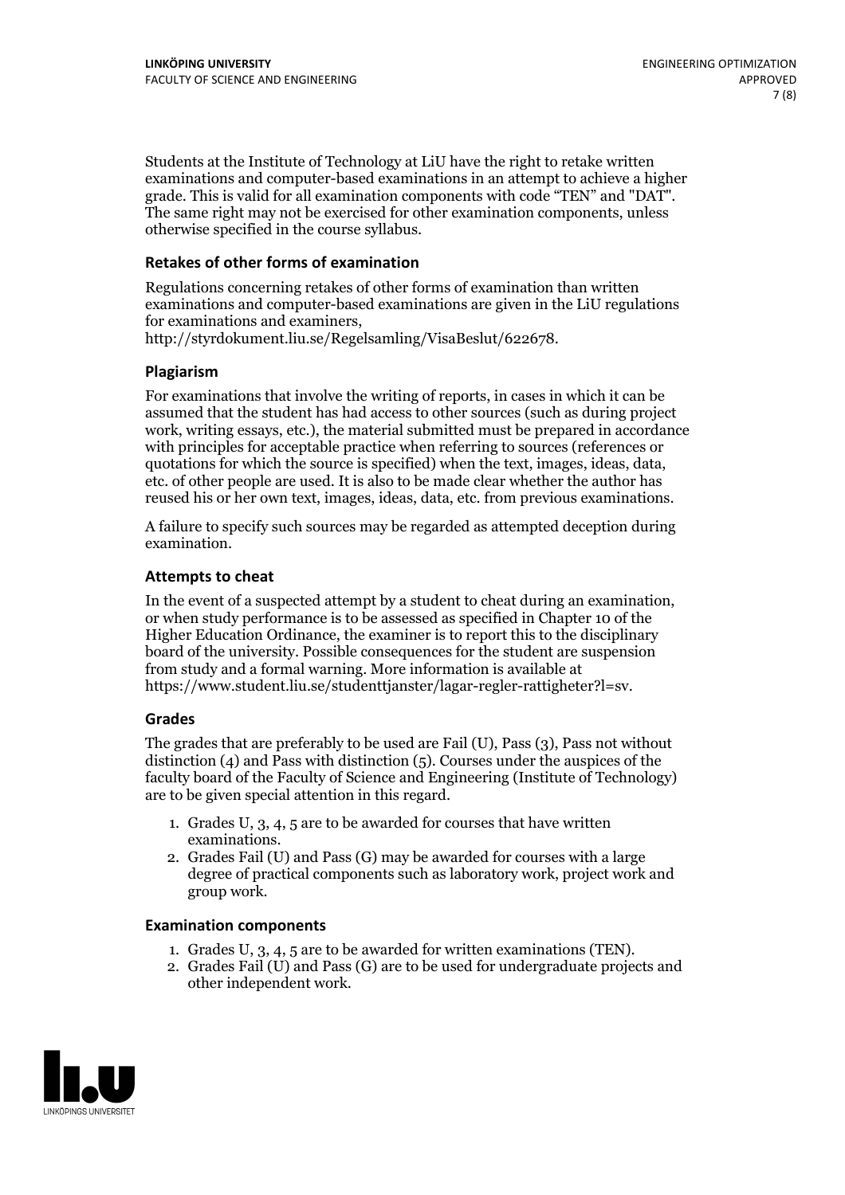Students at the Institute of Technology at LiU have the right to retake written examinations and computer-based examinations in an attempt to achieve a higher grade. This is valid for all examination components with code "TEN" and "DAT". The same right may not be exercised for other examination components, unless otherwise specified in the course syllabus.

### Retakes of other forms of examination

Regulations concerning retakes of other forms of examination than written examinations and computer-based examinations are given in the LiU regulations for examinations and examiners, http://styrdokument.liu.se/Regelsamling/VisaBeslut/622678.

### Plagiarism

For examinations that involve the writing of reports, in cases in which it can be assumed that the student has had access to other sources (such as during project work, writing essays, etc.), the material submitted must be prepared in accordance with principles for acceptable practice when referring to sources (references or quotations for which the source is specified) when the text, images, ideas, data, etc. of other people are used. It is also to be made clear whether the author has reused his or her own text, images, ideas, data, etc. from previous examinations.

A failure to specify such sources may be regarded as attempted deception during examination.

### Attempts to cheat

In the event of a suspected attempt by a student to cheat during an examination, or when study performance is to be assessed as specified in Chapter 10 of the Higher Education Ordinance, the examiner is to report this to the disciplinary board of the university. Possible consequences for the student are suspension from study and a formal warning. More information is available at https://www.student.liu.se/studenttjanster/lagar-regler-rattigheter?l=sv.

### Grades

The grades that are preferably to be used are Fail (U), Pass (3), Pass not without distinction (4) and Pass with distinction (5). Courses under the auspices of the faculty board of the Faculty of Science and Engineering (Institute of Technology) are to be given special attention in this regard.

1. Grades U, 3, 4, 5 are to be awarded for courses that have written examinations.
2. Grades Fail (U) and Pass (G) may be awarded for courses with a large degree of practical components such as laboratory work, project work and group work.

### Examination components

1. Grades U, 3, 4, 5 are to be awarded for written examinations (TEN).
2. Grades Fail (U) and Pass (G) are to be used for undergraduate projects and other independent work.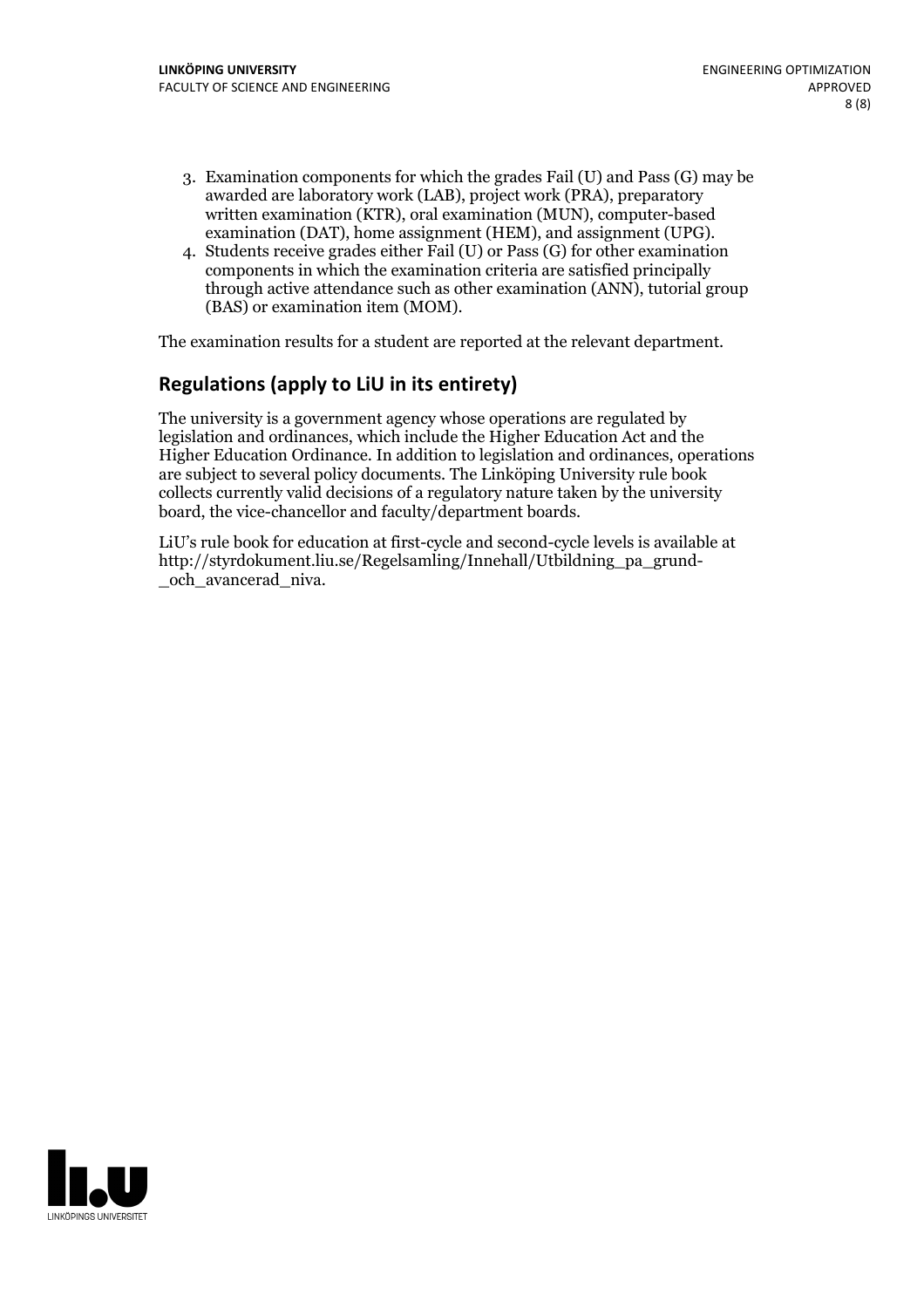3. Examination components for which the grades Fail (U) and Pass (G) may be awarded are laboratory work (LAB), project work (PRA), preparatory written examination (KTR), oral examination (MUN), computer-based examination (DAT), home assignment (HEM), and assignment (UPG).
4. Students receive grades either Fail (U) or Pass (G) for other examination components in which the examination criteria are satisfied principally through active attendance such as other examination (ANN), tutorial group (BAS) or examination item (MOM).

The examination results for a student are reported at the relevant department.

## Regulations (apply to LiU in its entirety)

The university is a government agency whose operations are regulated by legislation and ordinances, which include the Higher Education Act and the Higher Education Ordinance. In addition to legislation and ordinances, operations are subject to several policy documents. The Linköping University rule book collects currently valid decisions of a regulatory nature taken by the university board, the vice-chancellor and faculty/department boards.

LiU's rule book for education at first-cycle and second-cycle levels is available at http://styrdokument.liu.se/Regelsamling/Innehall/Utbildning_pa_grund-_och_avancerad_niva.